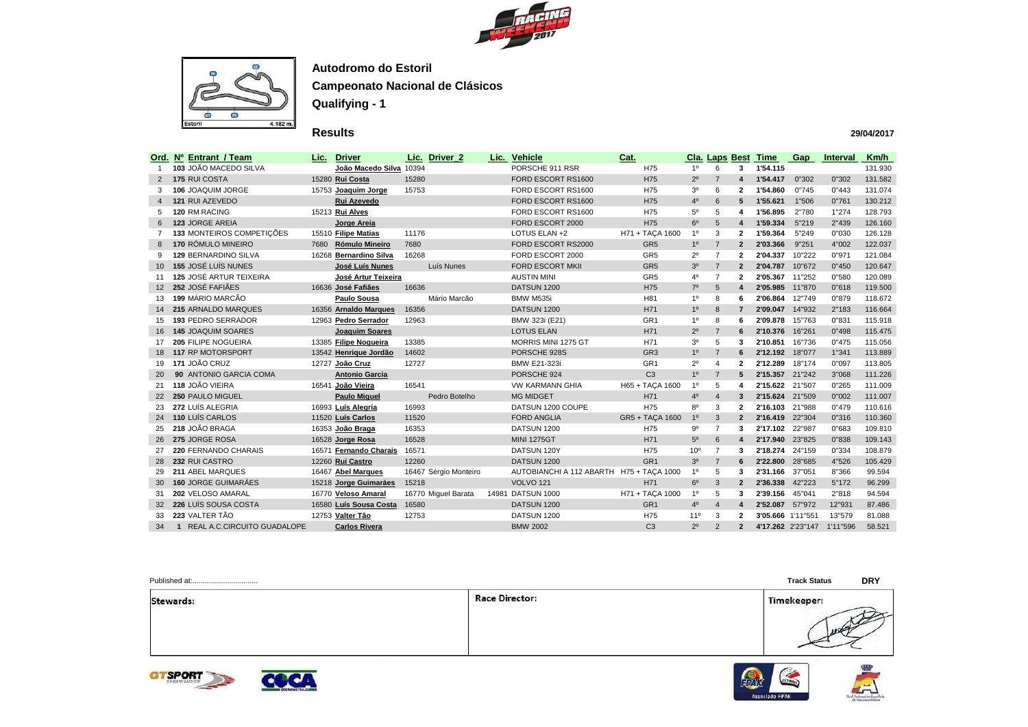**Autodromo do Estoril**

**Campeonato Nacional de Clásicos**

**Qualifying - 1**

## Results

29/04/2017

| Ord. | Nº | Entrant / Team | Lic. | Driver | Lic. | Driver_2 | Lic. | Vehicle | Cat. | Cla. | Laps | Best | Time | Gap | Interval | Km/h |
|---|---|---|---|---|---|---|---|---|---|---|---|---|---|---|---|---|
| 1 | 103 | JOÃO MACEDO SILVA | | João Macedo Silva | 10394 | | | PORSCHE 911 RSR | H75 | 1º | 6 | 3 | 1'54.115 | | | 131.930 |
| 2 | 175 | RUI COSTA | 15280 | Rui Costa | 15280 | | | FORD ESCORT RS1600 | H75 | 2º | 7 | 4 | 1'54.417 | 0"302 | 0"302 | 131.582 |
| 3 | 106 | JOAQUIM JORGE | 15753 | Joaquim Jorge | 15753 | | | FORD ESCORT RS1600 | H75 | 3º | 6 | 2 | 1'54.860 | 0"745 | 0"443 | 131.074 |
| 4 | 121 | RUI AZEVEDO | | Rui Azevedo | | | | FORD ESCORT RS1600 | H75 | 4º | 6 | 5 | 1'55.621 | 1"506 | 0"761 | 130.212 |
| 5 | 120 | RM RACING | 15213 | Rui Alves | | | | FORD ESCORT RS1600 | H75 | 5º | 5 | 4 | 1'56.895 | 2"780 | 1"274 | 128.793 |
| 6 | 123 | JORGE AREIA | | Jorge Areia | | | | FORD ESCORT 2000 | H75 | 6º | 5 | 4 | 1'59.334 | 5"219 | 2"439 | 126.160 |
| 7 | 133 | MONTEIROS COMPETIÇÕES | 15510 | Filipe Matias | 11176 | | | LOTUS ELAN +2 | H71 + TAÇA 1600 | 1º | 3 | 2 | 1'59.364 | 5"249 | 0"030 | 126.128 |
| 8 | 170 | RÓMULO MINEIRO | 7680 | Rómulo Mineiro | 7680 | | | FORD ESCORT RS2000 | GR5 | 1º | 7 | 2 | 2'03.366 | 9"251 | 4"002 | 122.037 |
| 9 | 129 | BERNARDINO SILVA | 16268 | Bernardino Silva | 16268 | | | FORD ESCORT 2000 | GR5 | 2º | 7 | 2 | 2'04.337 | 10"222 | 0"971 | 121.084 |
| 10 | 155 | JOSÉ LUÍS NUNES | | José Luís Nunes | | Luís Nunes | | FORD ESCORT MKII | GR5 | 3º | 7 | 2 | 2'04.787 | 10"672 | 0"450 | 120.647 |
| 11 | 125 | JOSÉ ARTUR TEIXEIRA | | José Artur Teixeira | | | | AUSTIN MINI | GR5 | 4º | 7 | 2 | 2'05.367 | 11"252 | 0"580 | 120.089 |
| 12 | 252 | JOSÉ FAFIÃES | 16636 | José Fafiães | 16636 | | | DATSUN 1200 | H75 | 7º | 5 | 4 | 2'05.985 | 11"870 | 0"618 | 119.500 |
| 13 | 199 | MÁRIO MARCÃO | | Paulo Sousa | | Mário Marcão | | BMW M535i | H81 | 1º | 8 | 6 | 2'06.864 | 12"749 | 0"879 | 118.672 |
| 14 | 215 | ARNALDO MARQUES | 16356 | Arnaldo Marques | 16356 | | | DATSUN 1200 | H71 | 1º | 8 | 7 | 2'09.047 | 14"932 | 2"183 | 116.664 |
| 15 | 193 | PEDRO SERRADOR | 12963 | Pedro Serrador | 12963 | | | BMW 323i (E21) | GR1 | 1º | 8 | 6 | 2'09.878 | 15"763 | 0"831 | 115.918 |
| 16 | 145 | JOAQUIM SOARES | | Joaquim Soares | | | | LOTUS ELAN | H71 | 2º | 7 | 6 | 2'10.376 | 16"261 | 0"498 | 115.475 |
| 17 | 205 | FILIPE NOGUEIRA | 13385 | Filipe Nogueira | 13385 | | | MORRIS MINI 1275 GT | H71 | 3º | 5 | 3 | 2'10.851 | 16"736 | 0"475 | 115.056 |
| 18 | 117 | RP MOTORSPORT | 13542 | Henrique Jordão | 14602 | | | PORSCHE 928S | GR3 | 1º | 7 | 6 | 2'12.192 | 18"077 | 1"341 | 113.889 |
| 19 | 171 | JOÃO CRUZ | 12727 | João Cruz | 12727 | | | BMW E21-323i | GR1 | 2º | 4 | 2 | 2'12.289 | 18"174 | 0"097 | 113.805 |
| 20 | 90 | ANTONIO GARCIA COMA | | Antonio Garcia | | | | PORSCHE 924 | C3 | 1º | 7 | 5 | 2'15.357 | 21"242 | 3"068 | 111.226 |
| 21 | 118 | JOÃO VIEIRA | 16541 | João Vieira | 16541 | | | VW KARMANN GHIA | H65 + TAÇA 1600 | 1º | 5 | 4 | 2'15.622 | 21"507 | 0"265 | 111.009 |
| 22 | 250 | PAULO MIGUEL | | Paulo Miguel | | Pedro Botelho | | MG MIDGET | H71 | 4º | 4 | 3 | 2'15.624 | 21"509 | 0"002 | 111.007 |
| 23 | 272 | LUÍS ALEGRIA | 16993 | Luís Alegria | 16993 | | | DATSUN 1200 COUPE | H75 | 8º | 3 | 2 | 2'16.103 | 21"988 | 0"479 | 110.616 |
| 24 | 110 | LUÍS CARLOS | 11520 | Luís Carlos | 11520 | | | FORD ANGLIA | GR5 + TAÇA 1600 | 1º | 3 | 2 | 2'16.419 | 22"304 | 0"316 | 110.360 |
| 25 | 218 | JOÃO BRAGA | 16353 | João Braga | 16353 | | | DATSUN 1200 | H75 | 9º | 7 | 3 | 2'17.102 | 22"987 | 0"683 | 109.810 |
| 26 | 275 | JORGE ROSA | 16528 | Jorge Rosa | 16528 | | | MINI 1275GT | H71 | 5º | 6 | 4 | 2'17.940 | 23"825 | 0"838 | 109.143 |
| 27 | 220 | FERNANDO CHARAIS | 16571 | Fernando Charais | 16571 | | | DATSUN 120Y | H75 | 10º | 7 | 3 | 2'18.274 | 24"159 | 0"334 | 108.879 |
| 28 | 232 | RUI CASTRO | 12260 | Rui Castro | 12260 | | | DATSUN 1200 | GR1 | 3º | 7 | 6 | 2'22.800 | 28"685 | 4"526 | 105.429 |
| 29 | 211 | ABEL MARQUES | 16467 | Abel Marques | 16467 | Sérgio Monteiro | | AUTOBIANCHI A 112 ABARTH | H75 + TAÇA 1000 | 1º | 5 | 3 | 2'31.166 | 37"051 | 8"366 | 99.594 |
| 30 | 160 | JORGE GUIMARÃES | 15218 | Jorge Guimarães | 15218 | | | VOLVO 121 | H71 | 6º | 3 | 2 | 2'36.338 | 42"223 | 5"172 | 96.299 |
| 31 | 202 | VELOSO AMARAL | 16770 | Veloso Amaral | 16770 | Miguel Barata | 14981 | DATSUN 1000 | H71 + TAÇA 1000 | 1º | 5 | 3 | 2'39.156 | 45"041 | 2"818 | 94.594 |
| 32 | 226 | LUÍS SOUSA COSTA | 16580 | Luís Sousa Costa | 16580 | | | DATSUN 1200 | GR1 | 4º | 4 | 4 | 2'52.087 | 57"972 | 12"931 | 87.486 |
| 33 | 223 | VALTER TÃO | 12753 | Valter Tão | 12753 | | | DATSUN 1200 | H75 | 11º | 3 | 2 | 3'05.666 | 1'11"551 | 13"579 | 81.088 |
| 34 | 1 | REAL A.C.CIRCUITO GUADALOPE | | Carlos Rivera | | | | BMW 2002 | C3 | 2º | 2 | 2 | 4'17.262 | 2'23"147 | 1'11"596 | 58.521 |

Published at:.................................

Track Status **DRY**

| Stewards: | Race Director: | Timekeeper: |
|---|---|---|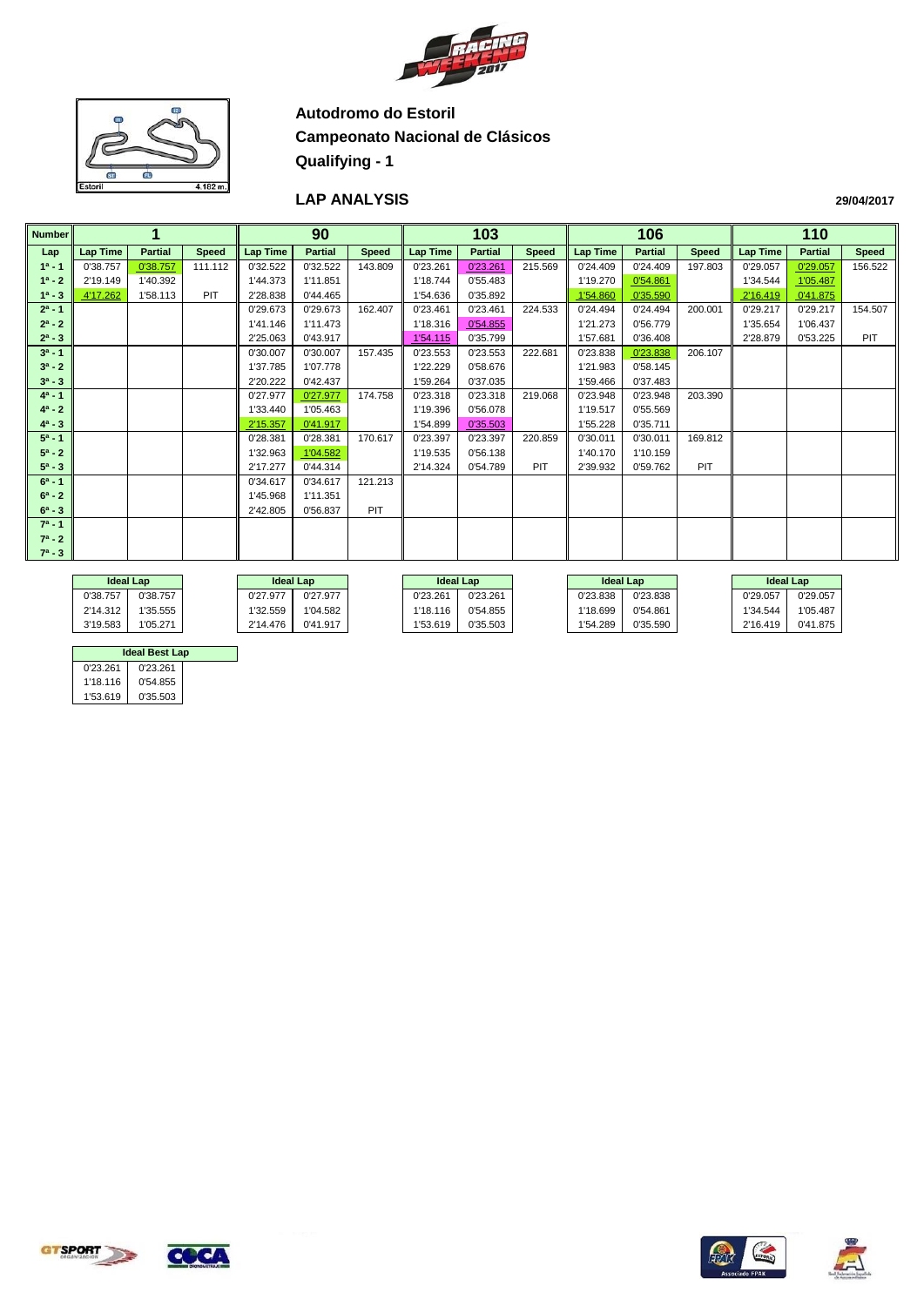**Autodromo do Estoril**

**Campeonato Nacional de Clásicos**

**Qualifying - 1**

## LAP ANALYSIS

29/04/2017

| Number | 1 | | | 90 | | | 103 | | | 106 | | | 110 | | |
|---|---|---|---|---|---|---|---|---|---|---|---|---|---|---|---|
| Lap | Lap Time | Partial | Speed | Lap Time | Partial | Speed | Lap Time | Partial | Speed | Lap Time | Partial | Speed | Lap Time | Partial | Speed |
| 1ª - 1 | 0'38.757 | 0'38.757 | 111.112 | 0'32.522 | 0'32.522 | 143.809 | 0'23.261 | 0'23.261 | 215.569 | 0'24.409 | 0'24.409 | 197.803 | 0'29.057 | 0'29.057 | 156.522 |
| 1ª - 2 | 2'19.149 | 1'40.392 | | 1'44.373 | 1'11.851 | | 1'18.744 | 0'55.483 | | 1'19.270 | 0'54.861 | | 1'34.544 | 1'05.487 | |
| 1ª - 3 | 4'17.262 | 1'58.113 | PIT | 2'28.838 | 0'44.465 | | 1'54.636 | 0'35.892 | | 1'54.860 | 0'35.590 | | 2'16.419 | 0'41.875 | |
| 2ª - 1 | | | | 0'29.673 | 0'29.673 | 162.407 | 0'23.461 | 0'23.461 | 224.533 | 0'24.494 | 0'24.494 | 200.001 | 0'29.217 | 0'29.217 | 154.507 |
| 2ª - 2 | | | | 1'41.146 | 1'11.473 | | 1'18.316 | 0'54.855 | | 1'21.273 | 0'56.779 | | 1'35.654 | 1'06.437 | |
| 2ª - 3 | | | | 2'25.063 | 0'43.917 | | 1'54.115 | 0'35.799 | | 1'57.681 | 0'36.408 | | 2'28.879 | 0'53.225 | PIT |
| 3ª - 1 | | | | 0'30.007 | 0'30.007 | 157.435 | 0'23.553 | 0'23.553 | 222.681 | 0'23.838 | 0'23.838 | 206.107 | | | |
| 3ª - 2 | | | | 1'37.785 | 1'07.778 | | 1'22.229 | 0'58.676 | | 1'21.983 | 0'58.145 | | | | |
| 3ª - 3 | | | | 2'20.222 | 0'42.437 | | 1'59.264 | 0'37.035 | | 1'59.466 | 0'37.483 | | | | |
| 4ª - 1 | | | | 0'27.977 | 0'27.977 | 174.758 | 0'23.318 | 0'23.318 | 219.068 | 0'23.948 | 0'23.948 | 203.390 | | | |
| 4ª - 2 | | | | 1'33.440 | 1'05.463 | | 1'19.396 | 0'56.078 | | 1'19.517 | 0'55.569 | | | | |
| 4ª - 3 | | | | 2'15.357 | 0'41.917 | | 1'54.899 | 0'35.503 | | 1'55.228 | 0'35.711 | | | | |
| 5ª - 1 | | | | 0'28.381 | 0'28.381 | 170.617 | 0'23.397 | 0'23.397 | 220.859 | 0'30.011 | 0'30.011 | 169.812 | | | |
| 5ª - 2 | | | | 1'32.963 | 1'04.582 | | 1'19.535 | 0'56.138 | | 1'40.170 | 1'10.159 | | | | |
| 5ª - 3 | | | | 2'17.277 | 0'44.314 | | 2'14.324 | 0'54.789 | PIT | 2'39.932 | 0'59.762 | PIT | | | |
| 6ª - 1 | | | | 0'34.617 | 0'34.617 | 121.213 | | | | | | | | | |
| 6ª - 2 | | | | 1'45.968 | 1'11.351 | | | | | | | | | | |
| 6ª - 3 | | | | 2'42.805 | 0'56.837 | PIT | | | | | | | | | |
| 7ª - 1 | | | | | | | | | | | | | | | |
| 7ª - 2 | | | | | | | | | | | | | | | |
| 7ª - 3 | | | | | | | | | | | | | | | |

| Ideal Lap (1) | | Ideal Lap (90) | | Ideal Lap (103) | | Ideal Lap (106) | | Ideal Lap (110) | |
|---|---|---|---|---|---|---|---|---|---|
| 0'38.757 | 0'38.757 | 0'27.977 | 0'27.977 | 0'23.261 | 0'23.261 | 0'23.838 | 0'23.838 | 0'29.057 | 0'29.057 |
| 2'14.312 | 1'35.555 | 1'32.559 | 1'04.582 | 1'18.116 | 0'54.855 | 1'18.699 | 0'54.861 | 1'34.544 | 1'05.487 |
| 3'19.583 | 1'05.271 | 2'14.476 | 0'41.917 | 1'53.619 | 0'35.503 | 1'54.289 | 0'35.590 | 2'16.419 | 0'41.875 |

| Ideal Best Lap | |
|---|---|
| 0'23.261 | 0'23.261 |
| 1'18.116 | 0'54.855 |
| 1'53.619 | 0'35.503 |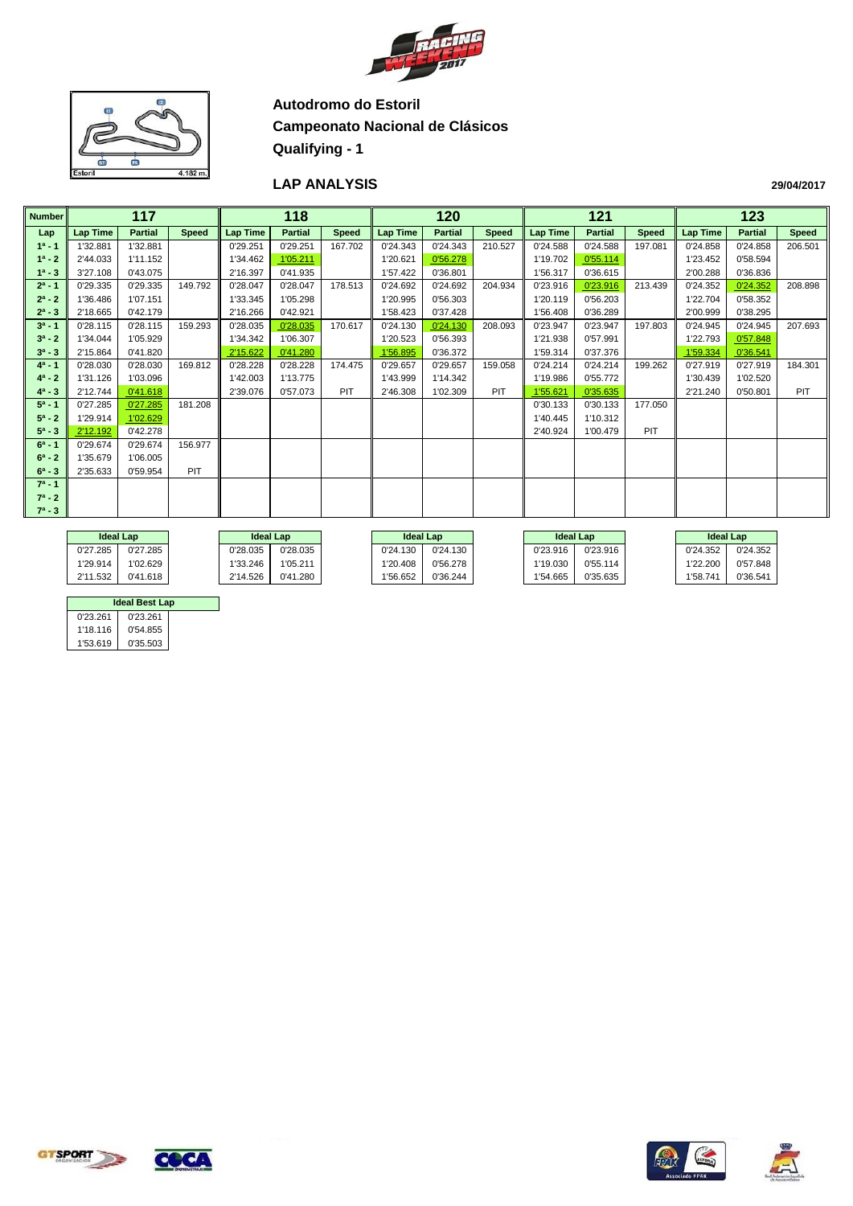## Autodromo do Estoril

## Campeonato Nacional de Clásicos

## Qualifying - 1

### LAP ANALYSIS

29/04/2017

| Number | 117 | | | 118 | | | 120 | | | 121 | | | 123 | | |
|---|---|---|---|---|---|---|---|---|---|---|---|---|---|---|---|
| Lap | Lap Time | Partial | Speed | Lap Time | Partial | Speed | Lap Time | Partial | Speed | Lap Time | Partial | Speed | Lap Time | Partial | Speed |
| 1ª - 1 | 1'32.881 | 1'32.881 | | 0'29.251 | 0'29.251 | 167.702 | 0'24.343 | 0'24.343 | 210.527 | 0'24.588 | 0'24.588 | 197.081 | 0'24.858 | 0'24.858 | 206.501 |
| 1ª - 2 | 2'44.033 | 1'11.152 | | 1'34.462 | 1'05.211 | | 1'20.621 | 0'56.278 | | 1'19.702 | 0'55.114 | | 1'23.452 | 0'58.594 | |
| 1ª - 3 | 3'27.108 | 0'43.075 | | 2'16.397 | 0'41.935 | | 1'57.422 | 0'36.801 | | 1'56.317 | 0'36.615 | | 2'00.288 | 0'36.836 | |
| 2ª - 1 | 0'29.335 | 0'29.335 | 149.792 | 0'28.047 | 0'28.047 | 178.513 | 0'24.692 | 0'24.692 | 204.934 | 0'23.916 | 0'23.916 | 213.439 | 0'24.352 | 0'24.352 | 208.898 |
| 2ª - 2 | 1'36.486 | 1'07.151 | | 1'33.345 | 1'05.298 | | 1'20.995 | 0'56.303 | | 1'20.119 | 0'56.203 | | 1'22.704 | 0'58.352 | |
| 2ª - 3 | 2'18.665 | 0'42.179 | | 2'16.266 | 0'42.921 | | 1'58.423 | 0'37.428 | | 1'56.408 | 0'36.289 | | 2'00.999 | 0'38.295 | |
| 3ª - 1 | 0'28.115 | 0'28.115 | 159.293 | 0'28.035 | 0'28.035 | 170.617 | 0'24.130 | 0'24.130 | 208.093 | 0'23.947 | 0'23.947 | 197.803 | 0'24.945 | 0'24.945 | 207.693 |
| 3ª - 2 | 1'34.044 | 1'05.929 | | 1'34.342 | 1'06.307 | | 1'20.523 | 0'56.393 | | 1'21.938 | 0'57.991 | | 1'22.793 | 0'57.848 | |
| 3ª - 3 | 2'15.864 | 0'41.820 | | 2'15.622 | 0'41.280 | | 1'56.895 | 0'36.372 | | 1'59.314 | 0'37.376 | | 1'59.334 | 0'36.541 | |
| 4ª - 1 | 0'28.030 | 0'28.030 | 169.812 | 0'28.228 | 0'28.228 | 174.475 | 0'29.657 | 0'29.657 | 159.058 | 0'24.214 | 0'24.214 | 199.262 | 0'27.919 | 0'27.919 | 184.301 |
| 4ª - 2 | 1'31.126 | 1'03.096 | | 1'42.003 | 1'13.775 | | 1'43.999 | 1'14.342 | | 1'19.986 | 0'55.772 | | 1'30.439 | 1'02.520 | |
| 4ª - 3 | 2'12.744 | 0'41.618 | | 2'39.076 | 0'57.073 | PIT | 2'46.308 | 1'02.309 | PIT | 1'55.621 | 0'35.635 | | 2'21.240 | 0'50.801 | PIT |
| 5ª - 1 | 0'27.285 | 0'27.285 | 181.208 | | | | | | | 0'30.133 | 0'30.133 | 177.050 | | | |
| 5ª - 2 | 1'29.914 | 1'02.629 | | | | | | | | 1'40.445 | 1'10.312 | | | | |
| 5ª - 3 | 2'12.192 | 0'42.278 | | | | | | | | 2'40.924 | 1'00.479 | PIT | | | |
| 6ª - 1 | 0'29.674 | 0'29.674 | 156.977 | | | | | | | | | | | | |
| 6ª - 2 | 1'35.679 | 1'06.005 | | | | | | | | | | | | | |
| 6ª - 3 | 2'35.633 | 0'59.954 | PIT | | | | | | | | | | | | |
| 7ª - 1 | | | | | | | | | | | | | | | |
| 7ª - 2 | | | | | | | | | | | | | | | |
| 7ª - 3 | | | | | | | | | | | | | | | |

| Ideal Lap (117) | | Ideal Lap (118) | | Ideal Lap (120) | | Ideal Lap (121) | | Ideal Lap (123) | |
|---|---|---|---|---|---|---|---|---|---|
| 0'27.285 | 0'27.285 | 0'28.035 | 0'28.035 | 0'24.130 | 0'24.130 | 0'23.916 | 0'23.916 | 0'24.352 | 0'24.352 |
| 1'29.914 | 1'02.629 | 1'33.246 | 1'05.211 | 1'20.408 | 0'56.278 | 1'19.030 | 0'55.114 | 1'22.200 | 0'57.848 |
| 2'11.532 | 0'41.618 | 2'14.526 | 0'41.280 | 1'56.652 | 0'36.244 | 1'54.665 | 0'35.635 | 1'58.741 | 0'36.541 |

| Ideal Best Lap | |
|---|---|
| 0'23.261 | 0'23.261 |
| 1'18.116 | 0'54.855 |
| 1'53.619 | 0'35.503 |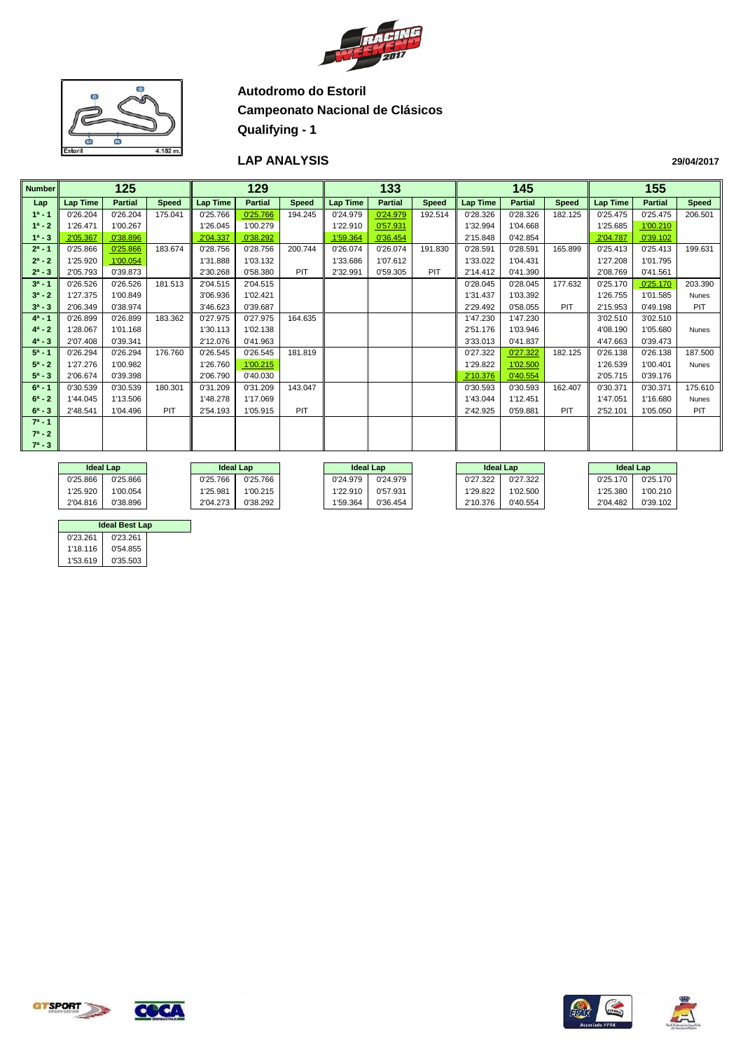## Autodromo do Estoril

## Campeonato Nacional de Clásicos

## Qualifying - 1

Estoril 4.182 m.

### LAP ANALYSIS

29/04/2017

| Number | 125 | | | 129 | | | 133 | | | 145 | | | 155 | | |
|---|---|---|---|---|---|---|---|---|---|---|---|---|---|---|---|
| Lap | Lap Time | Partial | Speed | Lap Time | Partial | Speed | Lap Time | Partial | Speed | Lap Time | Partial | Speed | Lap Time | Partial | Speed |
| 1ª - 1 | 0'26.204 | 0'26.204 | 175.041 | 0'25.766 | 0'25.766 | 194.245 | 0'24.979 | 0'24.979 | 192.514 | 0'28.326 | 0'28.326 | 182.125 | 0'25.475 | 0'25.475 | 206.501 |
| 1ª - 2 | 1'26.471 | 1'00.267 | | 1'26.045 | 1'00.279 | | 1'22.910 | 0'57.931 | | 1'32.994 | 1'04.668 | | 1'25.685 | 1'00.210 | |
| 1ª - 3 | 2'05.367 | 0'38.896 | | 2'04.337 | 0'38.292 | | 1'59.364 | 0'36.454 | | 2'15.848 | 0'42.854 | | 2'04.787 | 0'39.102 | |
| 2ª - 1 | 0'25.866 | 0'25.866 | 183.674 | 0'28.756 | 0'28.756 | 200.744 | 0'26.074 | 0'26.074 | 191.830 | 0'28.591 | 0'28.591 | 165.899 | 0'25.413 | 0'25.413 | 199.631 |
| 2ª - 2 | 1'25.920 | 1'00.054 | | 1'31.888 | 1'03.132 | | 1'33.686 | 1'07.612 | | 1'33.022 | 1'04.431 | | 1'27.208 | 1'01.795 | |
| 2ª - 3 | 2'05.793 | 0'39.873 | | 2'30.268 | 0'58.380 | PIT | 2'32.991 | 0'59.305 | PIT | 2'14.412 | 0'41.390 | | 2'08.769 | 0'41.561 | |
| 3ª - 1 | 0'26.526 | 0'26.526 | 181.513 | 2'04.515 | 2'04.515 | | | | | 0'28.045 | 0'28.045 | 177.632 | 0'25.170 | 0'25.170 | 203.390 |
| 3ª - 2 | 1'27.375 | 1'00.849 | | 3'06.936 | 1'02.421 | | | | | 1'31.437 | 1'03.392 | | 1'26.755 | 1'01.585 | Nunes |
| 3ª - 3 | 2'06.349 | 0'38.974 | | 3'46.623 | 0'39.687 | | | | | 2'29.492 | 0'58.055 | PIT | 2'15.953 | 0'49.198 | PIT |
| 4ª - 1 | 0'26.899 | 0'26.899 | 183.362 | 0'27.975 | 0'27.975 | 164.635 | | | | 1'47.230 | 1'47.230 | | 3'02.510 | 3'02.510 | |
| 4ª - 2 | 1'28.067 | 1'01.168 | | 1'30.113 | 1'02.138 | | | | | 2'51.176 | 1'03.946 | | 4'08.190 | 1'05.680 | Nunes |
| 4ª - 3 | 2'07.408 | 0'39.341 | | 2'12.076 | 0'41.963 | | | | | 3'33.013 | 0'41.837 | | 4'47.663 | 0'39.473 | |
| 5ª - 1 | 0'26.294 | 0'26.294 | 176.760 | 0'26.545 | 0'26.545 | 181.819 | | | | 0'27.322 | 0'27.322 | 182.125 | 0'26.138 | 0'26.138 | 187.500 |
| 5ª - 2 | 1'27.276 | 1'00.982 | | 1'26.760 | 1'00.215 | | | | | 1'29.822 | 1'02.500 | | 1'26.539 | 1'00.401 | Nunes |
| 5ª - 3 | 2'06.674 | 0'39.398 | | 2'06.790 | 0'40.030 | | | | | 2'10.376 | 0'40.554 | | 2'05.715 | 0'39.176 | |
| 6ª - 1 | 0'30.539 | 0'30.539 | 180.301 | 0'31.209 | 0'31.209 | 143.047 | | | | 0'30.593 | 0'30.593 | 162.407 | 0'30.371 | 0'30.371 | 175.610 |
| 6ª - 2 | 1'44.045 | 1'13.506 | | 1'48.278 | 1'17.069 | | | | | 1'43.044 | 1'12.451 | | 1'47.051 | 1'16.680 | Nunes |
| 6ª - 3 | 2'48.541 | 1'04.496 | PIT | 2'54.193 | 1'05.915 | PIT | | | | 2'42.925 | 0'59.881 | PIT | 2'52.101 | 1'05.050 | PIT |
| 7ª - 1 | | | | | | | | | | | | | | | |
| 7ª - 2 | | | | | | | | | | | | | | | |
| 7ª - 3 | | | | | | | | | | | | | | | |

| Ideal Lap 125 | | Ideal Lap 129 | | Ideal Lap 133 | | Ideal Lap 145 | | Ideal Lap 155 | |
|---|---|---|---|---|---|---|---|---|---|
| 0'25.866 | 0'25.866 | 0'25.766 | 0'25.766 | 0'24.979 | 0'24.979 | 0'27.322 | 0'27.322 | 0'25.170 | 0'25.170 |
| 1'25.920 | 1'00.054 | 1'25.981 | 1'00.215 | 1'22.910 | 0'57.931 | 1'29.822 | 1'02.500 | 1'25.380 | 1'00.210 |
| 2'04.816 | 0'38.896 | 2'04.273 | 0'38.292 | 1'59.364 | 0'36.454 | 2'10.376 | 0'40.554 | 2'04.482 | 0'39.102 |

| Ideal Best Lap | |
|---|---|
| 0'23.261 | 0'23.261 |
| 1'18.116 | 0'54.855 |
| 1'53.619 | 0'35.503 |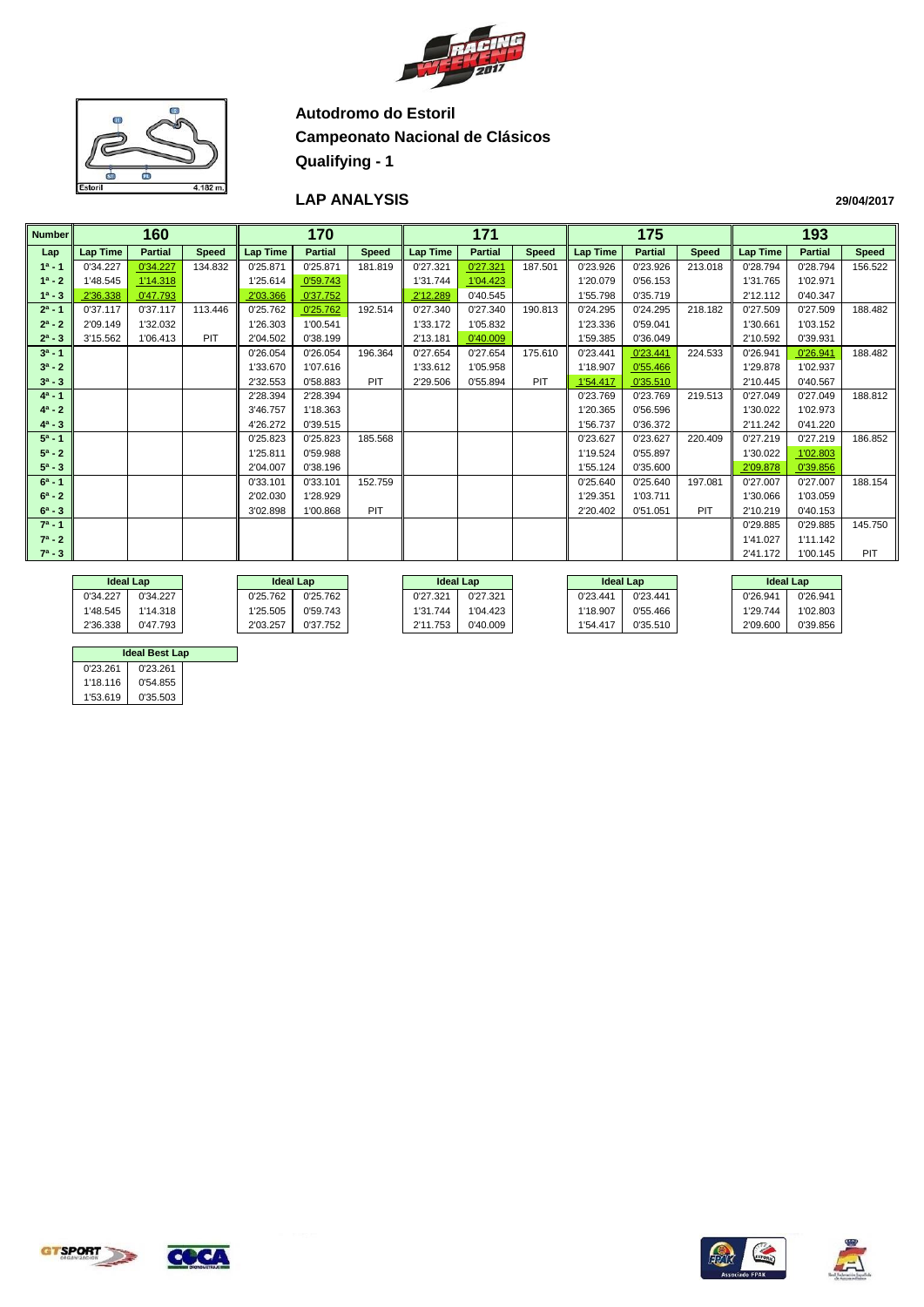**Autodromo do Estoril**

**Campeonato Nacional de Clásicos**

**Qualifying - 1**

## LAP ANALYSIS

29/04/2017

| Number | 160 | | | 170 | | | 171 | | | 175 | | | 193 | | |
|---|---|---|---|---|---|---|---|---|---|---|---|---|---|---|---|
| Lap | Lap Time | Partial | Speed | Lap Time | Partial | Speed | Lap Time | Partial | Speed | Lap Time | Partial | Speed | Lap Time | Partial | Speed |
| 1ª - 1 | 0'34.227 | 0'34.227 | 134.832 | 0'25.871 | 0'25.871 | 181.819 | 0'27.321 | 0'27.321 | 187.501 | 0'23.926 | 0'23.926 | 213.018 | 0'28.794 | 0'28.794 | 156.522 |
| 1ª - 2 | 1'48.545 | 1'14.318 | | 1'25.614 | 0'59.743 | | 1'31.744 | 1'04.423 | | 1'20.079 | 0'56.153 | | 1'31.765 | 1'02.971 | |
| 1ª - 3 | 2'36.338 | 0'47.793 | | 2'03.366 | 0'37.752 | | 2'12.289 | 0'40.545 | | 1'55.798 | 0'35.719 | | 2'12.112 | 0'40.347 | |
| 2ª - 1 | 0'37.117 | 0'37.117 | 113.446 | 0'25.762 | 0'25.762 | 192.514 | 0'27.340 | 0'27.340 | 190.813 | 0'24.295 | 0'24.295 | 218.182 | 0'27.509 | 0'27.509 | 188.482 |
| 2ª - 2 | 2'09.149 | 1'32.032 | | 1'26.303 | 1'00.541 | | 1'33.172 | 1'05.832 | | 1'23.336 | 0'59.041 | | 1'30.661 | 1'03.152 | |
| 2ª - 3 | 3'15.562 | 1'06.413 | PIT | 2'04.502 | 0'38.199 | | 2'13.181 | 0'40.009 | | 1'59.385 | 0'36.049 | | 2'10.592 | 0'39.931 | |
| 3ª - 1 | | | | 0'26.054 | 0'26.054 | 196.364 | 0'27.654 | 0'27.654 | 175.610 | 0'23.441 | 0'23.441 | 224.533 | 0'26.941 | 0'26.941 | 188.482 |
| 3ª - 2 | | | | 1'33.670 | 1'07.616 | | 1'33.612 | 1'05.958 | | 1'18.907 | 0'55.466 | | 1'29.878 | 1'02.937 | |
| 3ª - 3 | | | | 2'32.553 | 0'58.883 | PIT | 2'29.506 | 0'55.894 | PIT | 1'54.417 | 0'35.510 | | 2'10.445 | 0'40.567 | |
| 4ª - 1 | | | | 2'28.394 | 2'28.394 | | | | | 0'23.769 | 0'23.769 | 219.513 | 0'27.049 | 0'27.049 | 188.812 |
| 4ª - 2 | | | | 3'46.757 | 1'18.363 | | | | | 1'20.365 | 0'56.596 | | 1'30.022 | 1'02.973 | |
| 4ª - 3 | | | | 4'26.272 | 0'39.515 | | | | | 1'56.737 | 0'36.372 | | 2'11.242 | 0'41.220 | |
| 5ª - 1 | | | | 0'25.823 | 0'25.823 | 185.568 | | | | 0'23.627 | 0'23.627 | 220.409 | 0'27.219 | 0'27.219 | 186.852 |
| 5ª - 2 | | | | 1'25.811 | 0'59.988 | | | | | 1'19.524 | 0'55.897 | | 1'30.022 | 1'02.803 | |
| 5ª - 3 | | | | 2'04.007 | 0'38.196 | | | | | 1'55.124 | 0'35.600 | | 2'09.878 | 0'39.856 | |
| 6ª - 1 | | | | 0'33.101 | 0'33.101 | 152.759 | | | | 0'25.640 | 0'25.640 | 197.081 | 0'27.007 | 0'27.007 | 188.154 |
| 6ª - 2 | | | | 2'02.030 | 1'28.929 | | | | | 1'29.351 | 1'03.711 | | 1'30.066 | 1'03.059 | |
| 6ª - 3 | | | | 3'02.898 | 1'00.868 | PIT | | | | 2'20.402 | 0'51.051 | PIT | 2'10.219 | 0'40.153 | |
| 7ª - 1 | | | | | | | | | | | | | 0'29.885 | 0'29.885 | 145.750 |
| 7ª - 2 | | | | | | | | | | | | | 1'41.027 | 1'11.142 | |
| 7ª - 3 | | | | | | | | | | | | | 2'41.172 | 1'00.145 | PIT |

| Ideal Lap (160) | |
|---|---|
| 0'34.227 | 0'34.227 |
| 1'48.545 | 1'14.318 |
| 2'36.338 | 0'47.793 |

| Ideal Lap (170) | |
|---|---|
| 0'25.762 | 0'25.762 |
| 1'25.505 | 0'59.743 |
| 2'03.257 | 0'37.752 |

| Ideal Lap (171) | |
|---|---|
| 0'27.321 | 0'27.321 |
| 1'31.744 | 1'04.423 |
| 2'11.753 | 0'40.009 |

| Ideal Lap (175) | |
|---|---|
| 0'23.441 | 0'23.441 |
| 1'18.907 | 0'55.466 |
| 1'54.417 | 0'35.510 |

| Ideal Lap (193) | |
|---|---|
| 0'26.941 | 0'26.941 |
| 1'29.744 | 1'02.803 |
| 2'09.600 | 0'39.856 |

| Ideal Best Lap | |
|---|---|
| 0'23.261 | 0'23.261 |
| 1'18.116 | 0'54.855 |
| 1'53.619 | 0'35.503 |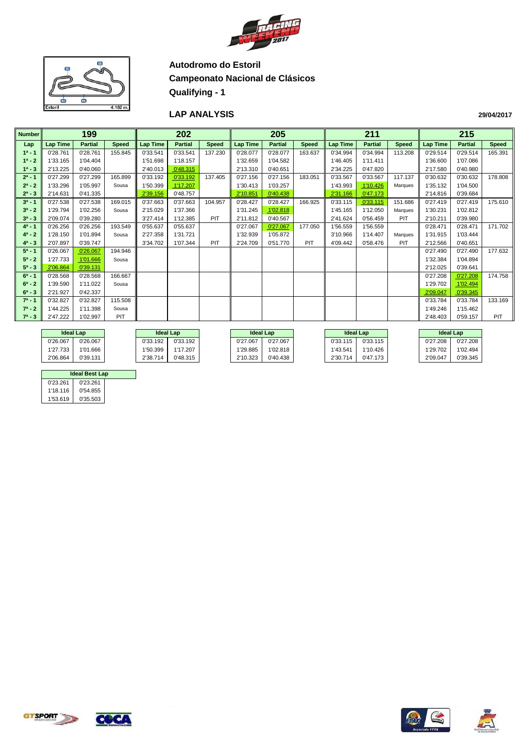**Autodromo do Estoril**

**Campeonato Nacional de Clásicos**

**Qualifying - 1**

## LAP ANALYSIS

29/04/2017

| Number | 199 | | | 202 | | | 205 | | | 211 | | | 215 | | |
|---|---|---|---|---|---|---|---|---|---|---|---|---|---|---|---|
| Lap | Lap Time | Partial | Speed | Lap Time | Partial | Speed | Lap Time | Partial | Speed | Lap Time | Partial | Speed | Lap Time | Partial | Speed |
| 1ª - 1 | 0'28.761 | 0'28.761 | 155.845 | 0'33.541 | 0'33.541 | 137.230 | 0'28.077 | 0'28.077 | 163.637 | 0'34.994 | 0'34.994 | 113.208 | 0'29.514 | 0'29.514 | 165.391 |
| 1ª - 2 | 1'33.165 | 1'04.404 | | 1'51.698 | 1'18.157 | | 1'32.659 | 1'04.582 | | 1'46.405 | 1'11.411 | | 1'36.600 | 1'07.086 | |
| 1ª - 3 | 2'13.225 | 0'40.060 | | 2'40.013 | 0'48.315 | | 2'13.310 | 0'40.651 | | 2'34.225 | 0'47.820 | | 2'17.580 | 0'40.980 | |
| 2ª - 1 | 0'27.299 | 0'27.299 | 165.899 | 0'33.192 | 0'33.192 | 137.405 | 0'27.156 | 0'27.156 | 183.051 | 0'33.567 | 0'33.567 | 117.137 | 0'30.632 | 0'30.632 | 178.808 |
| 2ª - 2 | 1'33.296 | 1'05.997 | Sousa | 1'50.399 | 1'17.207 | | 1'30.413 | 1'03.257 | | 1'43.993 | 1'10.426 | Marques | 1'35.132 | 1'04.500 | |
| 2ª - 3 | 2'14.631 | 0'41.335 | | 2'39.156 | 0'48.757 | | 2'10.851 | 0'40.438 | | 2'31.166 | 0'47.173 | | 2'14.816 | 0'39.684 | |
| 3ª - 1 | 0'27.538 | 0'27.538 | 169.015 | 0'37.663 | 0'37.663 | 104.957 | 0'28.427 | 0'28.427 | 166.925 | 0'33.115 | 0'33.115 | 151.686 | 0'27.419 | 0'27.419 | 175.610 |
| 3ª - 2 | 1'29.794 | 1'02.256 | Sousa | 2'15.029 | 1'37.366 | | 1'31.245 | 1'02.818 | | 1'45.165 | 1'12.050 | Marques | 1'30.231 | 1'02.812 | |
| 3ª - 3 | 2'09.074 | 0'39.280 | | 3'27.414 | 1'12.385 | PIT | 2'11.812 | 0'40.567 | | 2'41.624 | 0'56.459 | PIT | 2'10.211 | 0'39.980 | |
| 4ª - 1 | 0'26.256 | 0'26.256 | 193.549 | 0'55.637 | 0'55.637 | | 0'27.067 | 0'27.067 | 177.050 | 1'56.559 | 1'56.559 | | 0'28.471 | 0'28.471 | 171.702 |
| 4ª - 2 | 1'28.150 | 1'01.894 | Sousa | 2'27.358 | 1'31.721 | | 1'32.939 | 1'05.872 | | 3'10.966 | 1'14.407 | Marques | 1'31.915 | 1'03.444 | |
| 4ª - 3 | 2'07.897 | 0'39.747 | | 3'34.702 | 1'07.344 | PIT | 2'24.709 | 0'51.770 | PIT | 4'09.442 | 0'58.476 | PIT | 2'12.566 | 0'40.651 | |
| 5ª - 1 | 0'26.067 | 0'26.067 | 194.946 | | | | | | | | | | 0'27.490 | 0'27.490 | 177.632 |
| 5ª - 2 | 1'27.733 | 1'01.666 | Sousa | | | | | | | | | | 1'32.384 | 1'04.894 | |
| 5ª - 3 | 2'06.864 | 0'39.131 | | | | | | | | | | | 2'12.025 | 0'39.641 | |
| 6ª - 1 | 0'28.568 | 0'28.568 | 166.667 | | | | | | | | | | 0'27.208 | 0'27.208 | 174.758 |
| 6ª - 2 | 1'39.590 | 1'11.022 | Sousa | | | | | | | | | | 1'29.702 | 1'02.494 | |
| 6ª - 3 | 2'21.927 | 0'42.337 | | | | | | | | | | | 2'09.047 | 0'39.345 | |
| 7ª - 1 | 0'32.827 | 0'32.827 | 115.508 | | | | | | | | | | 0'33.784 | 0'33.784 | 133.169 |
| 7ª - 2 | 1'44.225 | 1'11.398 | Sousa | | | | | | | | | | 1'49.246 | 1'15.462 | |
| 7ª - 3 | 2'47.222 | 1'02.997 | PIT | | | | | | | | | | 2'48.403 | 0'59.157 | PIT |

| Ideal Lap (199) | | Ideal Lap (202) | | Ideal Lap (205) | | Ideal Lap (211) | | Ideal Lap (215) | |
|---|---|---|---|---|---|---|---|---|---|
| 0'26.067 | 0'26.067 | 0'33.192 | 0'33.192 | 0'27.067 | 0'27.067 | 0'33.115 | 0'33.115 | 0'27.208 | 0'27.208 |
| 1'27.733 | 1'01.666 | 1'50.399 | 1'17.207 | 1'29.885 | 1'02.818 | 1'43.541 | 1'10.426 | 1'29.702 | 1'02.494 |
| 2'06.864 | 0'39.131 | 2'38.714 | 0'48.315 | 2'10.323 | 0'40.438 | 2'30.714 | 0'47.173 | 2'09.047 | 0'39.345 |

| Ideal Best Lap | |
|---|---|
| 0'23.261 | 0'23.261 |
| 1'18.116 | 0'54.855 |
| 1'53.619 | 0'35.503 |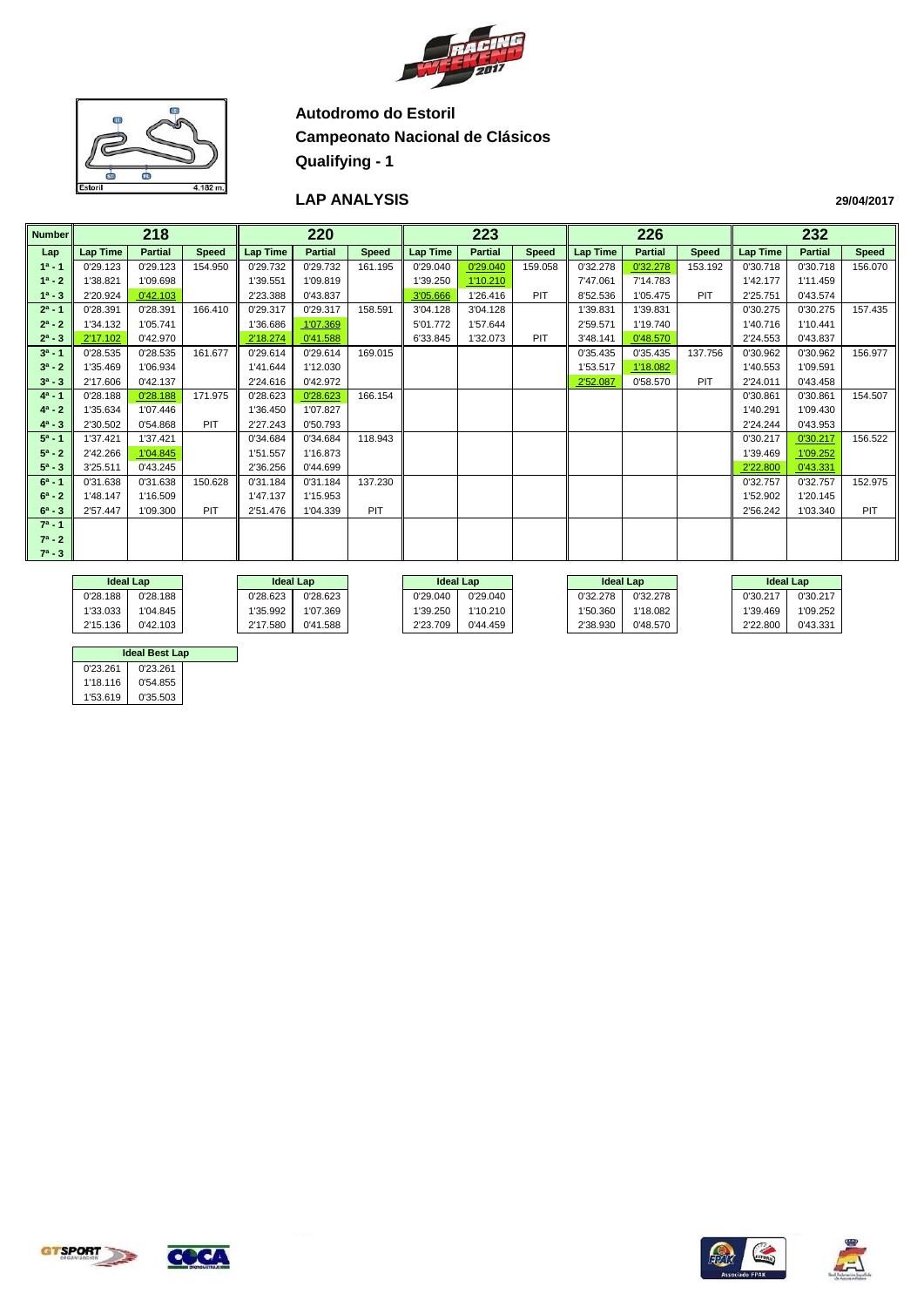**Autodromo do Estoril**

**Campeonato Nacional de Clásicos**

**Qualifying - 1**

## LAP ANALYSIS

**29/04/2017**

| Number | 218 | | | 220 | | | 223 | | | 226 | | | 232 | | |
|---|---|---|---|---|---|---|---|---|---|---|---|---|---|---|---|
| Lap | Lap Time | Partial | Speed | Lap Time | Partial | Speed | Lap Time | Partial | Speed | Lap Time | Partial | Speed | Lap Time | Partial | Speed |
| 1ª - 1 | 0'29.123 | 0'29.123 | 154.950 | 0'29.732 | 0'29.732 | 161.195 | 0'29.040 | 0'29.040 | 159.058 | 0'32.278 | 0'32.278 | 153.192 | 0'30.718 | 0'30.718 | 156.070 |
| 1ª - 2 | 1'38.821 | 1'09.698 | | 1'39.551 | 1'09.819 | | 1'39.250 | 1'10.210 | | 7'47.061 | 7'14.783 | | 1'42.177 | 1'11.459 | |
| 1ª - 3 | 2'20.924 | 0'42.103 | | 2'23.388 | 0'43.837 | | 3'05.666 | 1'26.416 | PIT | 8'52.536 | 1'05.475 | PIT | 2'25.751 | 0'43.574 | |
| 2ª - 1 | 0'28.391 | 0'28.391 | 166.410 | 0'29.317 | 0'29.317 | 158.591 | 3'04.128 | 3'04.128 | | 1'39.831 | 1'39.831 | | 0'30.275 | 0'30.275 | 157.435 |
| 2ª - 2 | 1'34.132 | 1'05.741 | | 1'36.686 | 1'07.369 | | 5'01.772 | 1'57.644 | | 2'59.571 | 1'19.740 | | 1'40.716 | 1'10.441 | |
| 2ª - 3 | 2'17.102 | 0'42.970 | | 2'18.274 | 0'41.588 | | 6'33.845 | 1'32.073 | PIT | 3'48.141 | 0'48.570 | | 2'24.553 | 0'43.837 | |
| 3ª - 1 | 0'28.535 | 0'28.535 | 161.677 | 0'29.614 | 0'29.614 | 169.015 | | | | 0'35.435 | 0'35.435 | 137.756 | 0'30.962 | 0'30.962 | 156.977 |
| 3ª - 2 | 1'35.469 | 1'06.934 | | 1'41.644 | 1'12.030 | | | | | 1'53.517 | 1'18.082 | | 1'40.553 | 1'09.591 | |
| 3ª - 3 | 2'17.606 | 0'42.137 | | 2'24.616 | 0'42.972 | | | | | 2'52.087 | 0'58.570 | PIT | 2'24.011 | 0'43.458 | |
| 4ª - 1 | 0'28.188 | 0'28.188 | 171.975 | 0'28.623 | 0'28.623 | 166.154 | | | | | | | 0'30.861 | 0'30.861 | 154.507 |
| 4ª - 2 | 1'35.634 | 1'07.446 | | 1'36.450 | 1'07.827 | | | | | | | | 1'40.291 | 1'09.430 | |
| 4ª - 3 | 2'30.502 | 0'54.868 | PIT | 2'27.243 | 0'50.793 | | | | | | | | 2'24.244 | 0'43.953 | |
| 5ª - 1 | 1'37.421 | 1'37.421 | | 0'34.684 | 0'34.684 | 118.943 | | | | | | | 0'30.217 | 0'30.217 | 156.522 |
| 5ª - 2 | 2'42.266 | 1'04.845 | | 1'51.557 | 1'16.873 | | | | | | | | 1'39.469 | 1'09.252 | |
| 5ª - 3 | 3'25.511 | 0'43.245 | | 2'36.256 | 0'44.699 | | | | | | | | 2'22.800 | 0'43.331 | |
| 6ª - 1 | 0'31.638 | 0'31.638 | 150.628 | 0'31.184 | 0'31.184 | 137.230 | | | | | | | 0'32.757 | 0'32.757 | 152.975 |
| 6ª - 2 | 1'48.147 | 1'16.509 | | 1'47.137 | 1'15.953 | | | | | | | | 1'52.902 | 1'20.145 | |
| 6ª - 3 | 2'57.447 | 1'09.300 | PIT | 2'51.476 | 1'04.339 | PIT | | | | | | | 2'56.242 | 1'03.340 | PIT |
| 7ª - 1 | | | | | | | | | | | | | | | |
| 7ª - 2 | | | | | | | | | | | | | | | |
| 7ª - 3 | | | | | | | | | | | | | | | |

| Ideal Lap (218) | |
|---|---|
| 0'28.188 | 0'28.188 |
| 1'33.033 | 1'04.845 |
| 2'15.136 | 0'42.103 |

| Ideal Lap (220) | |
|---|---|
| 0'28.623 | 0'28.623 |
| 1'35.992 | 1'07.369 |
| 2'17.580 | 0'41.588 |

| Ideal Lap (223) | |
|---|---|
| 0'29.040 | 0'29.040 |
| 1'39.250 | 1'10.210 |
| 2'23.709 | 0'44.459 |

| Ideal Lap (226) | |
|---|---|
| 0'32.278 | 0'32.278 |
| 1'50.360 | 1'18.082 |
| 2'38.930 | 0'48.570 |

| Ideal Lap (232) | |
|---|---|
| 0'30.217 | 0'30.217 |
| 1'39.469 | 1'09.252 |
| 2'22.800 | 0'43.331 |

| Ideal Best Lap | |
|---|---|
| 0'23.261 | 0'23.261 |
| 1'18.116 | 0'54.855 |
| 1'53.619 | 0'35.503 |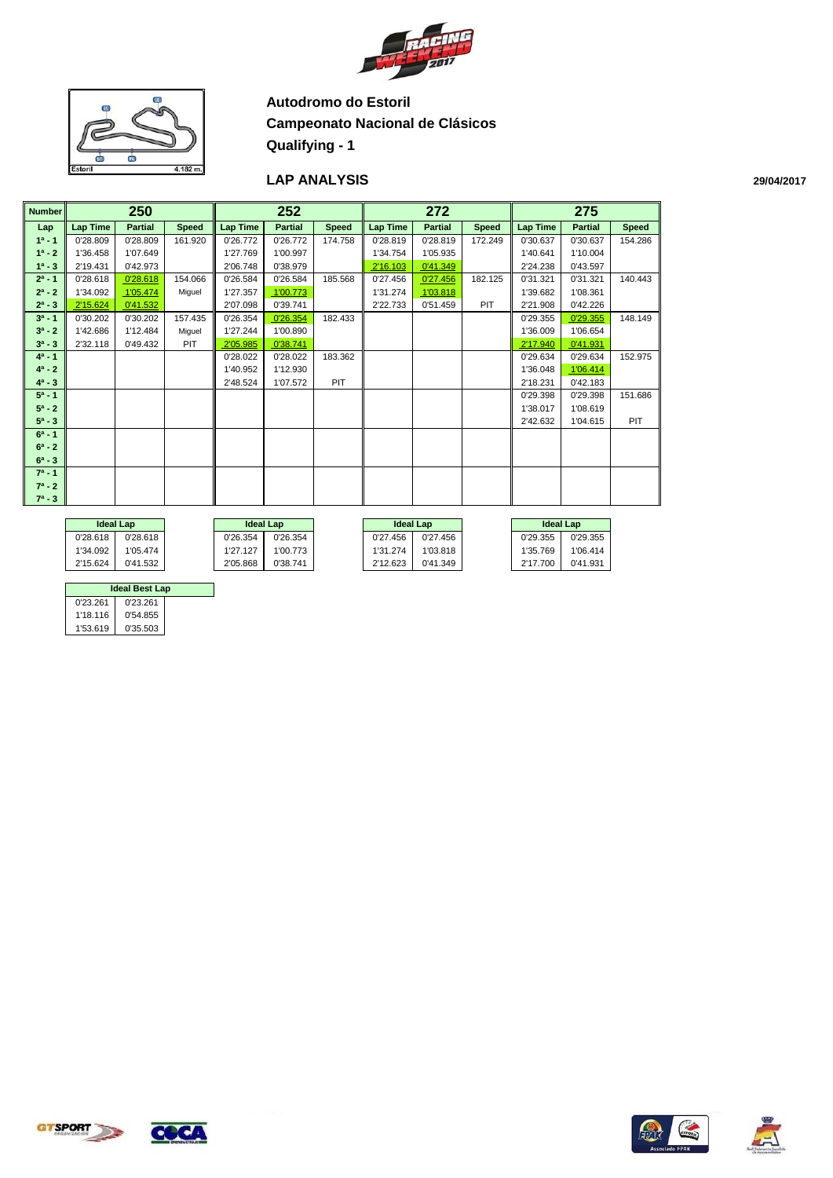**Autodromo do Estoril**

**Campeonato Nacional de Clásicos**

**Qualifying - 1**

## LAP ANALYSIS

29/04/2017

| Number | 250 | | | 252 | | | 272 | | | 275 | | |
|---|---|---|---|---|---|---|---|---|---|---|---|---|
| Lap | Lap Time | Partial | Speed | Lap Time | Partial | Speed | Lap Time | Partial | Speed | Lap Time | Partial | Speed |
| 1ª - 1 | 0'28.809 | 0'28.809 | 161.920 | 0'26.772 | 0'26.772 | 174.758 | 0'28.819 | 0'28.819 | 172.249 | 0'30.637 | 0'30.637 | 154.286 |
| 1ª - 2 | 1'36.458 | 1'07.649 | | 1'27.769 | 1'00.997 | | 1'34.754 | 1'05.935 | | 1'40.641 | 1'10.004 | |
| 1ª - 3 | 2'19.431 | 0'42.973 | | 2'06.748 | 0'38.979 | | 2'16.103 | 0'41.349 | | 2'24.238 | 0'43.597 | |
| 2ª - 1 | 0'28.618 | 0'28.618 | 154.066 | 0'26.584 | 0'26.584 | 185.568 | 0'27.456 | 0'27.456 | 182.125 | 0'31.321 | 0'31.321 | 140.443 |
| 2ª - 2 | 1'34.092 | 1'05.474 | Miguel | 1'27.357 | 1'00.773 | | 1'31.274 | 1'03.818 | | 1'39.682 | 1'08.361 | |
| 2ª - 3 | 2'15.624 | 0'41.532 | | 2'07.098 | 0'39.741 | | 2'22.733 | 0'51.459 | PIT | 2'21.908 | 0'42.226 | |
| 3ª - 1 | 0'30.202 | 0'30.202 | 157.435 | 0'26.354 | 0'26.354 | 182.433 | | | | 0'29.355 | 0'29.355 | 148.149 |
| 3ª - 2 | 1'42.686 | 1'12.484 | Miguel | 1'27.244 | 1'00.890 | | | | | 1'36.009 | 1'06.654 | |
| 3ª - 3 | 2'32.118 | 0'49.432 | PIT | 2'05.985 | 0'38.741 | | | | | 2'17.940 | 0'41.931 | |
| 4ª - 1 | | | | 0'28.022 | 0'28.022 | 183.362 | | | | 0'29.634 | 0'29.634 | 152.975 |
| 4ª - 2 | | | | 1'40.952 | 1'12.930 | | | | | 1'36.048 | 1'06.414 | |
| 4ª - 3 | | | | 2'48.524 | 1'07.572 | PIT | | | | 2'18.231 | 0'42.183 | |
| 5ª - 1 | | | | | | | | | | 0'29.398 | 0'29.398 | 151.686 |
| 5ª - 2 | | | | | | | | | | 1'38.017 | 1'08.619 | |
| 5ª - 3 | | | | | | | | | | 2'42.632 | 1'04.615 | PIT |
| 6ª - 1 | | | | | | | | | | | | |
| 6ª - 2 | | | | | | | | | | | | |
| 6ª - 3 | | | | | | | | | | | | |
| 7ª - 1 | | | | | | | | | | | | |
| 7ª - 2 | | | | | | | | | | | | |
| 7ª - 3 | | | | | | | | | | | | |

| Ideal Lap (250) | | Ideal Lap (252) | | Ideal Lap (272) | | Ideal Lap (275) | |
|---|---|---|---|---|---|---|---|
| 0'28.618 | 0'28.618 | 0'26.354 | 0'26.354 | 0'27.456 | 0'27.456 | 0'29.355 | 0'29.355 |
| 1'34.092 | 1'05.474 | 1'27.127 | 1'00.773 | 1'31.274 | 1'03.818 | 1'35.769 | 1'06.414 |
| 2'15.624 | 0'41.532 | 2'05.868 | 0'38.741 | 2'12.623 | 0'41.349 | 2'17.700 | 0'41.931 |

| Ideal Best Lap | |
|---|---|
| 0'23.261 | 0'23.261 |
| 1'18.116 | 0'54.855 |
| 1'53.619 | 0'35.503 |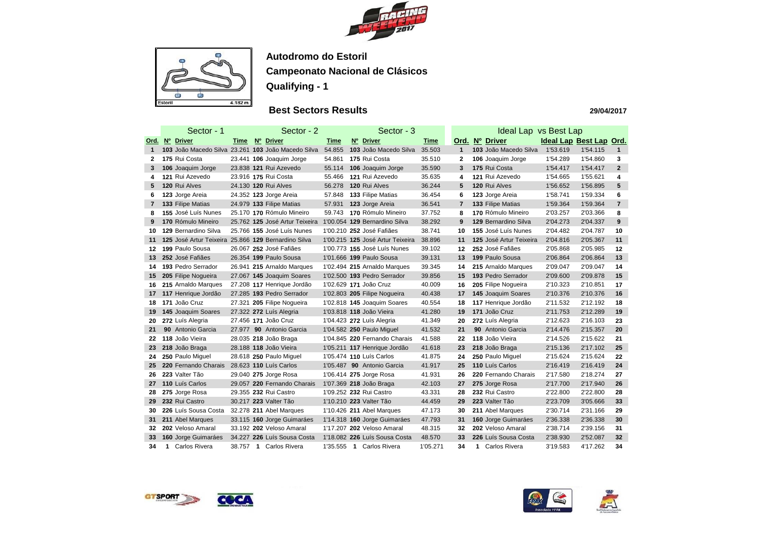**Autodromo do Estoril**

**Campeonato Nacional de Clásicos**

**Qualifying - 1**

## Best Sectors Results

**29/04/2017**

| | Sector - 1 | | | Sector - 2 | | | Sector - 3 | | | Ideal Lap vs Best Lap | | | | |
|---|---|---|---|---|---|---|---|---|---|---|---|---|---|---|
| **Ord.** | **Nº** | **Driver** | **Time** | **Nº** | **Driver** | **Time** | **Nº** | **Driver** | **Time** | **Ord.** | **Nº** | **Driver** | **Ideal Lap** | **Best Lap** | **Ord.** |
| 1 | 103 | João Macedo Silva | 23.261 | 103 | João Macedo Silva | 54.855 | 103 | João Macedo Silva | 35.503 | 1 | 103 | João Macedo Silva | 1'53.619 | 1'54.115 | 1 |
| 2 | 175 | Rui Costa | 23.441 | 106 | Joaquim Jorge | 54.861 | 175 | Rui Costa | 35.510 | 2 | 106 | Joaquim Jorge | 1'54.289 | 1'54.860 | 3 |
| 3 | 106 | Joaquim Jorge | 23.838 | 121 | Rui Azevedo | 55.114 | 106 | Joaquim Jorge | 35.590 | 3 | 175 | Rui Costa | 1'54.417 | 1'54.417 | 2 |
| 4 | 121 | Rui Azevedo | 23.916 | 175 | Rui Costa | 55.466 | 121 | Rui Azevedo | 35.635 | 4 | 121 | Rui Azevedo | 1'54.665 | 1'55.621 | 4 |
| 5 | 120 | Rui Alves | 24.130 | 120 | Rui Alves | 56.278 | 120 | Rui Alves | 36.244 | 5 | 120 | Rui Alves | 1'56.652 | 1'56.895 | 5 |
| 6 | 123 | Jorge Areia | 24.352 | 123 | Jorge Areia | 57.848 | 133 | Filipe Matias | 36.454 | 6 | 123 | Jorge Areia | 1'58.741 | 1'59.334 | 6 |
| 7 | 133 | Filipe Matias | 24.979 | 133 | Filipe Matias | 57.931 | 123 | Jorge Areia | 36.541 | 7 | 133 | Filipe Matias | 1'59.364 | 1'59.364 | 7 |
| 8 | 155 | José Luís Nunes | 25.170 | 170 | Rómulo Mineiro | 59.743 | 170 | Rómulo Mineiro | 37.752 | 8 | 170 | Rómulo Mineiro | 2'03.257 | 2'03.366 | 8 |
| 9 | 170 | Rómulo Mineiro | 25.762 | 125 | José Artur Teixeira | 1'00.054 | 129 | Bernardino Silva | 38.292 | 9 | 129 | Bernardino Silva | 2'04.273 | 2'04.337 | 9 |
| 10 | 129 | Bernardino Silva | 25.766 | 155 | José Luís Nunes | 1'00.210 | 252 | José Fafiães | 38.741 | 10 | 155 | José Luís Nunes | 2'04.482 | 2'04.787 | 10 |
| 11 | 125 | José Artur Teixeira | 25.866 | 129 | Bernardino Silva | 1'00.215 | 125 | José Artur Teixeira | 38.896 | 11 | 125 | José Artur Teixeira | 2'04.816 | 2'05.367 | 11 |
| 12 | 199 | Paulo Sousa | 26.067 | 252 | José Fafiães | 1'00.773 | 155 | José Luís Nunes | 39.102 | 12 | 252 | José Fafiães | 2'05.868 | 2'05.985 | 12 |
| 13 | 252 | José Fafiães | 26.354 | 199 | Paulo Sousa | 1'01.666 | 199 | Paulo Sousa | 39.131 | 13 | 199 | Paulo Sousa | 2'06.864 | 2'06.864 | 13 |
| 14 | 193 | Pedro Serrador | 26.941 | 215 | Arnaldo Marques | 1'02.494 | 215 | Arnaldo Marques | 39.345 | 14 | 215 | Arnaldo Marques | 2'09.047 | 2'09.047 | 14 |
| 15 | 205 | Filipe Nogueira | 27.067 | 145 | Joaquim Soares | 1'02.500 | 193 | Pedro Serrador | 39.856 | 15 | 193 | Pedro Serrador | 2'09.600 | 2'09.878 | 15 |
| 16 | 215 | Arnaldo Marques | 27.208 | 117 | Henrique Jordão | 1'02.629 | 171 | João Cruz | 40.009 | 16 | 205 | Filipe Nogueira | 2'10.323 | 2'10.851 | 17 |
| 17 | 117 | Henrique Jordão | 27.285 | 193 | Pedro Serrador | 1'02.803 | 205 | Filipe Nogueira | 40.438 | 17 | 145 | Joaquim Soares | 2'10.376 | 2'10.376 | 16 |
| 18 | 171 | João Cruz | 27.321 | 205 | Filipe Nogueira | 1'02.818 | 145 | Joaquim Soares | 40.554 | 18 | 117 | Henrique Jordão | 2'11.532 | 2'12.192 | 18 |
| 19 | 145 | Joaquim Soares | 27.322 | 272 | Luís Alegria | 1'03.818 | 118 | João Vieira | 41.280 | 19 | 171 | João Cruz | 2'11.753 | 2'12.289 | 19 |
| 20 | 272 | Luís Alegria | 27.456 | 171 | João Cruz | 1'04.423 | 272 | Luís Alegria | 41.349 | 20 | 272 | Luís Alegria | 2'12.623 | 2'16.103 | 23 |
| 21 | 90 | Antonio Garcia | 27.977 | 90 | Antonio Garcia | 1'04.582 | 250 | Paulo Miguel | 41.532 | 21 | 90 | Antonio Garcia | 2'14.476 | 2'15.357 | 20 |
| 22 | 118 | João Vieira | 28.035 | 218 | João Braga | 1'04.845 | 220 | Fernando Charais | 41.588 | 22 | 118 | João Vieira | 2'14.526 | 2'15.622 | 21 |
| 23 | 218 | João Braga | 28.188 | 118 | João Vieira | 1'05.211 | 117 | Henrique Jordão | 41.618 | 23 | 218 | João Braga | 2'15.136 | 2'17.102 | 25 |
| 24 | 250 | Paulo Miguel | 28.618 | 250 | Paulo Miguel | 1'05.474 | 110 | Luís Carlos | 41.875 | 24 | 250 | Paulo Miguel | 2'15.624 | 2'15.624 | 22 |
| 25 | 220 | Fernando Charais | 28.623 | 110 | Luís Carlos | 1'05.487 | 90 | Antonio Garcia | 41.917 | 25 | 110 | Luís Carlos | 2'16.419 | 2'16.419 | 24 |
| 26 | 223 | Valter Tão | 29.040 | 275 | Jorge Rosa | 1'06.414 | 275 | Jorge Rosa | 41.931 | 26 | 220 | Fernando Charais | 2'17.580 | 2'18.274 | 27 |
| 27 | 110 | Luís Carlos | 29.057 | 220 | Fernando Charais | 1'07.369 | 218 | João Braga | 42.103 | 27 | 275 | Jorge Rosa | 2'17.700 | 2'17.940 | 26 |
| 28 | 275 | Jorge Rosa | 29.355 | 232 | Rui Castro | 1'09.252 | 232 | Rui Castro | 43.331 | 28 | 232 | Rui Castro | 2'22.800 | 2'22.800 | 28 |
| 29 | 232 | Rui Castro | 30.217 | 223 | Valter Tão | 1'10.210 | 223 | Valter Tão | 44.459 | 29 | 223 | Valter Tão | 2'23.709 | 3'05.666 | 33 |
| 30 | 226 | Luís Sousa Costa | 32.278 | 211 | Abel Marques | 1'10.426 | 211 | Abel Marques | 47.173 | 30 | 211 | Abel Marques | 2'30.714 | 2'31.166 | 29 |
| 31 | 211 | Abel Marques | 33.115 | 160 | Jorge Guimarães | 1'14.318 | 160 | Jorge Guimarães | 47.793 | 31 | 160 | Jorge Guimarães | 2'36.338 | 2'36.338 | 30 |
| 32 | 202 | Veloso Amaral | 33.192 | 202 | Veloso Amaral | 1'17.207 | 202 | Veloso Amaral | 48.315 | 32 | 202 | Veloso Amaral | 2'38.714 | 2'39.156 | 31 |
| 33 | 160 | Jorge Guimarães | 34.227 | 226 | Luís Sousa Costa | 1'18.082 | 226 | Luís Sousa Costa | 48.570 | 33 | 226 | Luís Sousa Costa | 2'38.930 | 2'52.087 | 32 |
| 34 | 1 | Carlos Rivera | 38.757 | 1 | Carlos Rivera | 1'35.555 | 1 | Carlos Rivera | 1'05.271 | 34 | 1 | Carlos Rivera | 3'19.583 | 4'17.262 | 34 |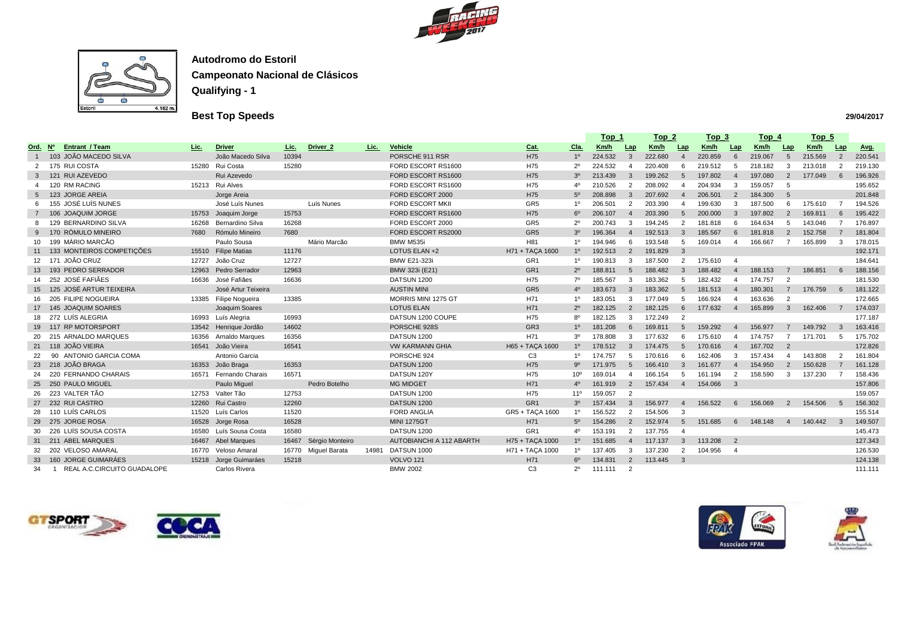**Autodromo do Estoril**

**Campeonato Nacional de Clásicos**

**Qualifying - 1**

**Best Top Speeds**

29/04/2017

| Ord. | Nº | Entrant / Team | Lic. | Driver | Lic. | Driver_2 | Lic. | Vehicle | Cat. | Cla. | Top_1 Km/h | Lap | Top_2 Km/h | Lap | Top_3 Km/h | Lap | Top_4 Km/h | Lap | Top_5 Km/h | Lap | Avg. |
|---|---|---|---|---|---|---|---|---|---|---|---|---|---|---|---|---|---|---|---|---|---|
| 1 | 103 | JOÃO MACEDO SILVA | | João Macedo Silva | 10394 | | | PORSCHE 911 RSR | H75 | 1º | 224.532 | 3 | 222.680 | 4 | 220.859 | 6 | 219.067 | 5 | 215.569 | 2 | 220.541 |
| 2 | 175 | RUI COSTA | 15280 | Rui Costa | 15280 | | | FORD ESCORT RS1600 | H75 | 2º | 224.532 | 4 | 220.408 | 6 | 219.512 | 5 | 218.182 | 3 | 213.018 | 2 | 219.130 |
| 3 | 121 | RUI AZEVEDO | | Rui Azevedo | | | | FORD ESCORT RS1600 | H75 | 3º | 213.439 | 3 | 199.262 | 5 | 197.802 | 4 | 197.080 | 2 | 177.049 | 6 | 196.926 |
| 4 | 120 | RM RACING | 15213 | Rui Alves | | | | FORD ESCORT RS1600 | H75 | 4º | 210.526 | 2 | 208.092 | 4 | 204.934 | 3 | 159.057 | 5 | | | 195.652 |
| 5 | 123 | JORGE AREIA | | Jorge Areia | | | | FORD ESCORT 2000 | H75 | 5º | 208.898 | 3 | 207.692 | 4 | 206.501 | 2 | 184.300 | 5 | | | 201.848 |
| 6 | 155 | JOSÉ LUÍS NUNES | | José Luís Nunes | | Luís Nunes | | FORD ESCORT MKII | GR5 | 1º | 206.501 | 2 | 203.390 | 4 | 199.630 | 3 | 187.500 | 6 | 175.610 | 7 | 194.526 |
| 7 | 106 | JOAQUIM JORGE | 15753 | Joaquim Jorge | 15753 | | | FORD ESCORT RS1600 | H75 | 6º | 206.107 | 4 | 203.390 | 5 | 200.000 | 3 | 197.802 | 2 | 169.811 | 6 | 195.422 |
| 8 | 129 | BERNARDINO SILVA | 16268 | Bernardino Silva | 16268 | | | FORD ESCORT 2000 | GR5 | 2º | 200.743 | 3 | 194.245 | 2 | 181.818 | 6 | 164.634 | 5 | 143.046 | 7 | 176.897 |
| 9 | 170 | RÓMULO MINEIRO | 7680 | Rómulo Mineiro | 7680 | | | FORD ESCORT RS2000 | GR5 | 3º | 196.364 | 4 | 192.513 | 3 | 185.567 | 6 | 181.818 | 2 | 152.758 | 7 | 181.804 |
| 10 | 199 | MÁRIO MARCÃO | | Paulo Sousa | | Mário Marcão | | BMW M535i | H81 | 1º | 194.946 | 6 | 193.548 | 5 | 169.014 | 4 | 166.667 | 7 | 165.899 | 3 | 178.015 |
| 11 | 133 | MONTEIROS COMPETIÇÕES | 15510 | Filipe Matias | 11176 | | | LOTUS ELAN +2 | H71 + TAÇA 1600 | 1º | 192.513 | 2 | 191.829 | 3 | | | | | | | 192.171 |
| 12 | 171 | JOÃO CRUZ | 12727 | João Cruz | 12727 | | | BMW E21-323i | GR1 | 1º | 190.813 | 3 | 187.500 | 2 | 175.610 | 4 | | | | | 184.641 |
| 13 | 193 | PEDRO SERRADOR | 12963 | Pedro Serrador | 12963 | | | BMW 323i (E21) | GR1 | 2º | 188.811 | 5 | 188.482 | 3 | 188.482 | 4 | 188.153 | 7 | 186.851 | 6 | 188.156 |
| 14 | 252 | JOSÉ FAFIÃES | 16636 | José Fafiães | 16636 | | | DATSUN 1200 | H75 | 7º | 185.567 | 3 | 183.362 | 5 | 182.432 | 4 | 174.757 | 2 | | | 181.530 |
| 15 | 125 | JOSÉ ARTUR TEIXEIRA | | José Artur Teixeira | | | | AUSTIN MINI | GR5 | 4º | 183.673 | 3 | 183.362 | 5 | 181.513 | 4 | 180.301 | 7 | 176.759 | 6 | 181.122 |
| 16 | 205 | FILIPE NOGUEIRA | 13385 | Filipe Nogueira | 13385 | | | MORRIS MINI 1275 GT | H71 | 1º | 183.051 | 3 | 177.049 | 5 | 166.924 | 4 | 163.636 | 2 | | | 172.665 |
| 17 | 145 | JOAQUIM SOARES | | Joaquim Soares | | | | LOTUS ELAN | H71 | 2º | 182.125 | 2 | 182.125 | 6 | 177.632 | 4 | 165.899 | 3 | 162.406 | 7 | 174.037 |
| 18 | 272 | LUÍS ALEGRIA | 16993 | Luís Alegria | 16993 | | | DATSUN 1200 COUPE | H75 | 8º | 182.125 | 3 | 172.249 | 2 | | | | | | | 177.187 |
| 19 | 117 | RP MOTORSPORT | 13542 | Henrique Jordão | 14602 | | | PORSCHE 928S | GR3 | 1º | 181.208 | 6 | 169.811 | 5 | 159.292 | 4 | 156.977 | 7 | 149.792 | 3 | 163.416 |
| 20 | 215 | ARNALDO MARQUES | 16356 | Arnaldo Marques | 16356 | | | DATSUN 1200 | H71 | 3º | 178.808 | 3 | 177.632 | 6 | 175.610 | 4 | 174.757 | 7 | 171.701 | 5 | 175.702 |
| 21 | 118 | JOÃO VIEIRA | 16541 | João Vieira | 16541 | | | VW KARMANN GHIA | H65 + TAÇA 1600 | 1º | 178.512 | 3 | 174.475 | 5 | 170.616 | 4 | 167.702 | 2 | | | 172.826 |
| 22 | 90 | ANTONIO GARCIA COMA | | Antonio Garcia | | | | PORSCHE 924 | C3 | 1º | 174.757 | 5 | 170.616 | 6 | 162.406 | 3 | 157.434 | 4 | 143.808 | 2 | 161.804 |
| 23 | 218 | JOÃO BRAGA | 16353 | João Braga | 16353 | | | DATSUN 1200 | H75 | 9º | 171.975 | 5 | 166.410 | 3 | 161.677 | 4 | 154.950 | 2 | 150.628 | 7 | 161.128 |
| 24 | 220 | FERNANDO CHARAIS | 16571 | Fernando Charais | 16571 | | | DATSUN 120Y | H75 | 10º | 169.014 | 4 | 166.154 | 5 | 161.194 | 2 | 158.590 | 3 | 137.230 | 7 | 158.436 |
| 25 | 250 | PAULO MIGUEL | | Paulo Miguel | | Pedro Botelho | | MG MIDGET | H71 | 4º | 161.919 | 2 | 157.434 | 4 | 154.066 | 3 | | | | | 157.806 |
| 26 | 223 | VALTER TÃO | 12753 | Valter Tão | 12753 | | | DATSUN 1200 | H75 | 11º | 159.057 | 2 | | | | | | | | | 159.057 |
| 27 | 232 | RUI CASTRO | 12260 | Rui Castro | 12260 | | | DATSUN 1200 | GR1 | 3º | 157.434 | 3 | 156.977 | 4 | 156.522 | 6 | 156.069 | 2 | 154.506 | 5 | 156.302 |
| 28 | 110 | LUÍS CARLOS | 11520 | Luís Carlos | 11520 | | | FORD ANGLIA | GR5 + TAÇA 1600 | 1º | 156.522 | 2 | 154.506 | 3 | | | | | | | 155.514 |
| 29 | 275 | JORGE ROSA | 16528 | Jorge Rosa | 16528 | | | MINI 1275GT | H71 | 5º | 154.286 | 2 | 152.974 | 5 | 151.685 | 6 | 148.148 | 4 | 140.442 | 3 | 149.507 |
| 30 | 226 | LUÍS SOUSA COSTA | 16580 | Luís Sousa Costa | 16580 | | | DATSUN 1200 | GR1 | 4º | 153.191 | 2 | 137.755 | 4 | | | | | | | 145.473 |
| 31 | 211 | ABEL MARQUES | 16467 | Abel Marques | 16467 | Sérgio Monteiro | | AUTOBIANCHI A 112 ABARTH | H75 + TAÇA 1000 | 1º | 151.685 | 4 | 117.137 | 3 | 113.208 | 2 | | | | | 127.343 |
| 32 | 202 | VELOSO AMARAL | 16770 | Veloso Amaral | 16770 | Miguel Barata | 14981 | DATSUN 1000 | H71 + TAÇA 1000 | 1º | 137.405 | 3 | 137.230 | 2 | 104.956 | 4 | | | | | 126.530 |
| 33 | 160 | JORGE GUIMARÃES | 15218 | Jorge Guimarães | 15218 | | | VOLVO 121 | H71 | 6º | 134.831 | 2 | 113.445 | 3 | | | | | | | 124.138 |
| 34 | 1 | REAL A.C.CIRCUITO GUADALOPE | | Carlos Rivera | | | | BMW 2002 | C3 | 2º | 111.111 | 2 | | | | | | | | | 111.111 |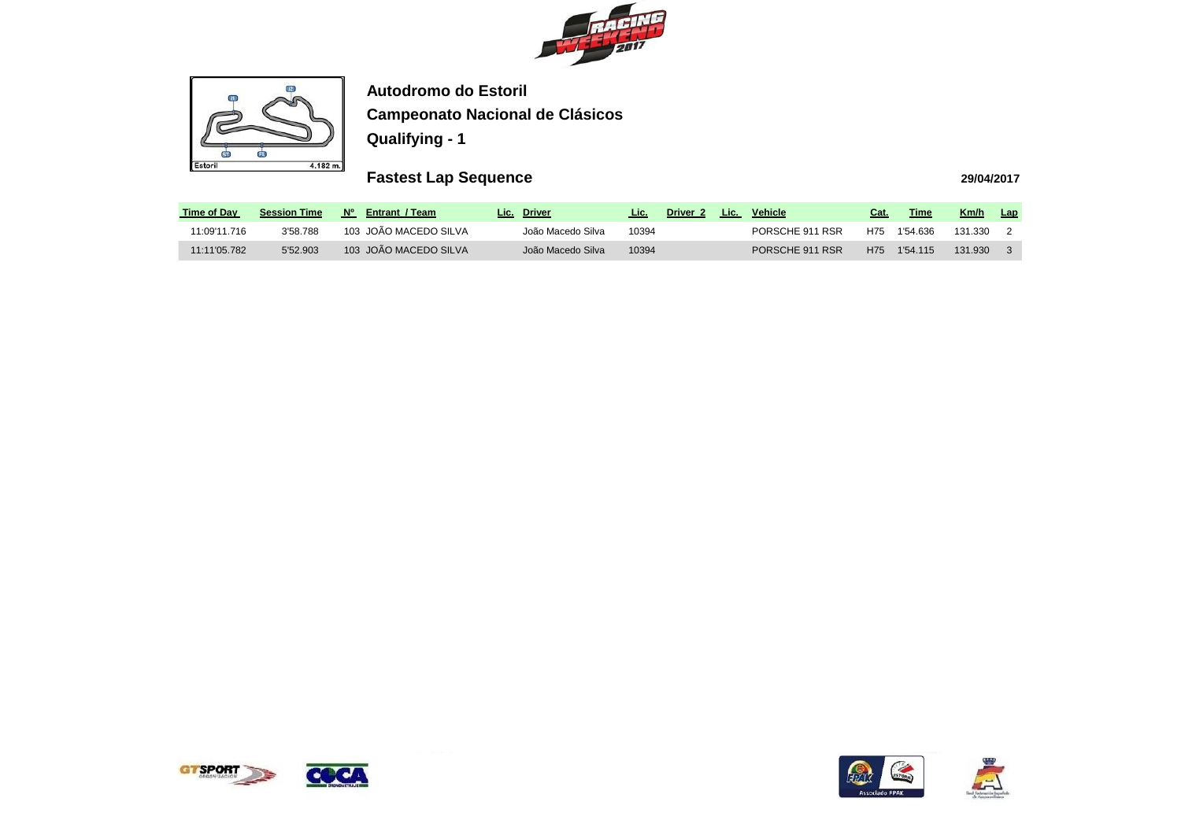**Autodromo do Estoril**

**Campeonato Nacional de Clásicos**

**Qualifying - 1**

## Fastest Lap Sequence

**29/04/2017**

| Time of Day | Session Time | Nº | Entrant / Team | Lic. | Driver | Lic. | Driver 2 | Lic. | Vehicle | Cat. | Time | Km/h | Lap |
|---|---|---|---|---|---|---|---|---|---|---|---|---|---|
| 11:09'11.716 | 3'58.788 | 103 | JOÃO MACEDO SILVA | | João Macedo Silva | 10394 | | | PORSCHE 911 RSR | H75 | 1'54.636 | 131.330 | 2 |
| 11:11'05.782 | 5'52.903 | 103 | JOÃO MACEDO SILVA | | João Macedo Silva | 10394 | | | PORSCHE 911 RSR | H75 | 1'54.115 | 131.930 | 3 |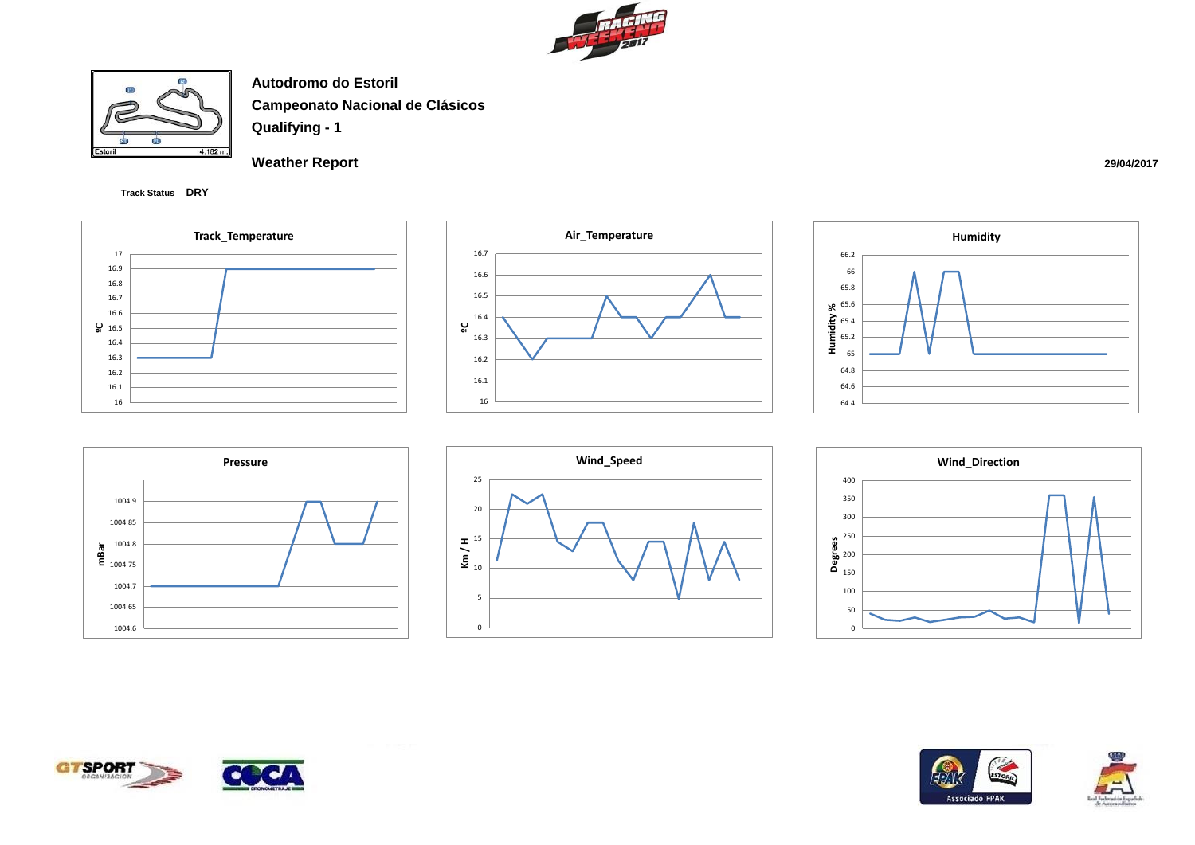Estoril 4.182 m.

**Autodromo do Estoril**

**Campeonato Nacional de Clásicos**

**Qualifying - 1**

**Weather Report**

29/04/2017

Track Status DRY

Track_Temperature

ºC

17
16.9
16.8
16.7
16.6
16.5
16.4
16.3
16.2
16.1
16

Air_Temperature

ºC

16.7
16.6
16.5
16.4
16.3
16.2
16.1
16

Humidity

Humidity %

66.2
66
65.8
65.6
65.4
65.2
65
64.8
64.6
64.4

Pressure

mBar

1004.9
1004.85
1004.8
1004.75
1004.7
1004.65
1004.6

Wind_Speed

Km / H

25
20
15
10
5
0

Wind_Direction

Degrees

400
350
300
250
200
150
100
50
0